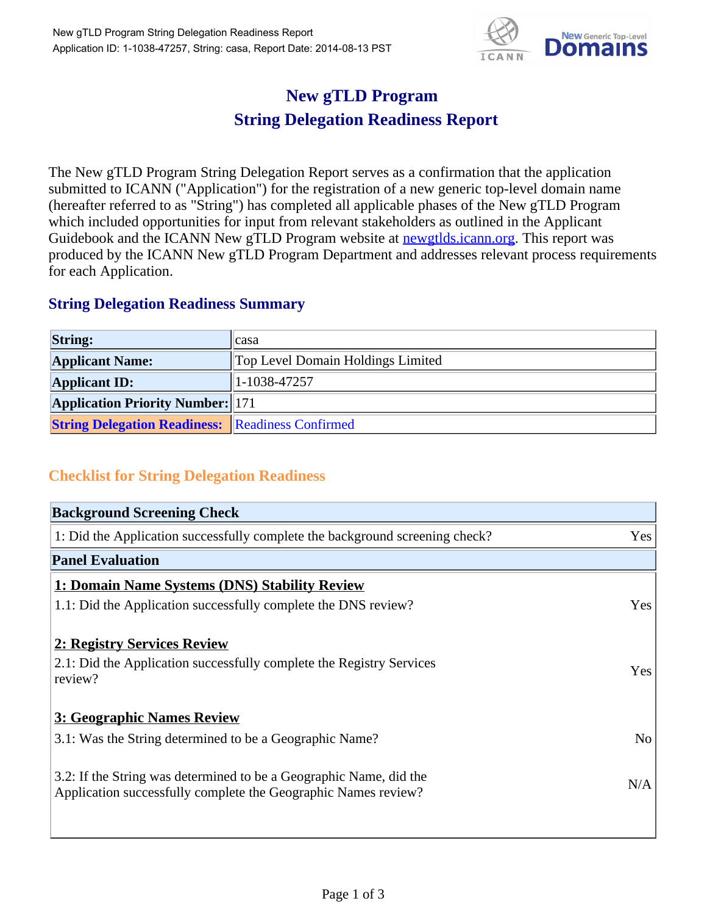# New gTLD Program
# String Delegation Readiness Report

The New gTLD Program String Delegation Report serves as a confirmation that the application submitted to ICANN ("Application") for the registration of a new generic top-level domain name (hereafter referred to as "String") has completed all applicable phases of the New gTLD Program which included opportunities for input from relevant stakeholders as outlined in the Applicant Guidebook and the ICANN New gTLD Program website at newgtlds.icann.org. This report was produced by the ICANN New gTLD Program Department and addresses relevant process requirements for each Application.

## String Delegation Readiness Summary

| | |
|---|---|
| **String:** | casa |
| **Applicant Name:** | Top Level Domain Holdings Limited |
| **Applicant ID:** | 1-1038-47257 |
| **Application Priority Number:** | 171 |
| **String Delegation Readiness:** | Readiness Confirmed |

## Checklist for String Delegation Readiness

| **Background Screening Check** | |
|---|---|
| 1: Did the Application successfully complete the background screening check? | Yes |
| **Panel Evaluation** | |
| **1: Domain Name Systems (DNS) Stability Review** | |
| 1.1: Did the Application successfully complete the DNS review? | Yes |
| **2: Registry Services Review** | |
| 2.1: Did the Application successfully complete the Registry Services review? | Yes |
| **3: Geographic Names Review** | |
| 3.1: Was the String determined to be a Geographic Name? | No |
| 3.2: If the String was determined to be a Geographic Name, did the Application successfully complete the Geographic Names review? | N/A |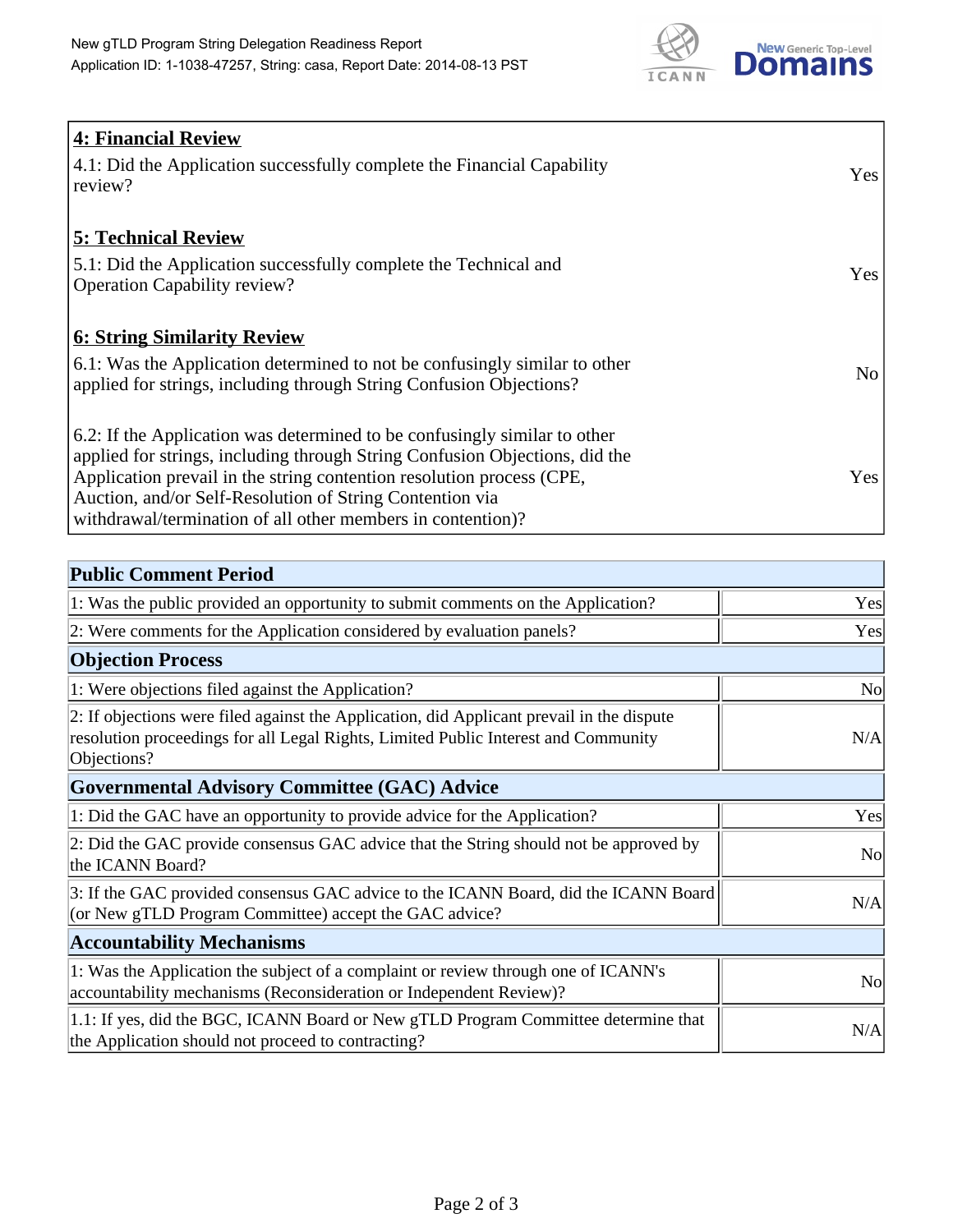| | |
|---|---|
| **4: Financial Review** | |
| 4.1: Did the Application successfully complete the Financial Capability review? | Yes |
| **5: Technical Review** | |
| 5.1: Did the Application successfully complete the Technical and Operation Capability review? | Yes |
| **6: String Similarity Review** | |
| 6.1: Was the Application determined to not be confusingly similar to other applied for strings, including through String Confusion Objections? | No |
| 6.2: If the Application was determined to be confusingly similar to other applied for strings, including through String Confusion Objections, did the Application prevail in the string contention resolution process (CPE, Auction, and/or Self-Resolution of String Contention via withdrawal/termination of all other members in contention)? | Yes |

| **Public Comment Period** | |
|---|---|
| 1: Was the public provided an opportunity to submit comments on the Application? | Yes |
| 2: Were comments for the Application considered by evaluation panels? | Yes |
| **Objection Process** | |
| 1: Were objections filed against the Application? | No |
| 2: If objections were filed against the Application, did Applicant prevail in the dispute resolution proceedings for all Legal Rights, Limited Public Interest and Community Objections? | N/A |
| **Governmental Advisory Committee (GAC) Advice** | |
| 1: Did the GAC have an opportunity to provide advice for the Application? | Yes |
| 2: Did the GAC provide consensus GAC advice that the String should not be approved by the ICANN Board? | No |
| 3: If the GAC provided consensus GAC advice to the ICANN Board, did the ICANN Board (or New gTLD Program Committee) accept the GAC advice? | N/A |
| **Accountability Mechanisms** | |
| 1: Was the Application the subject of a complaint or review through one of ICANN's accountability mechanisms (Reconsideration or Independent Review)? | No |
| 1.1: If yes, did the BGC, ICANN Board or New gTLD Program Committee determine that the Application should not proceed to contracting? | N/A |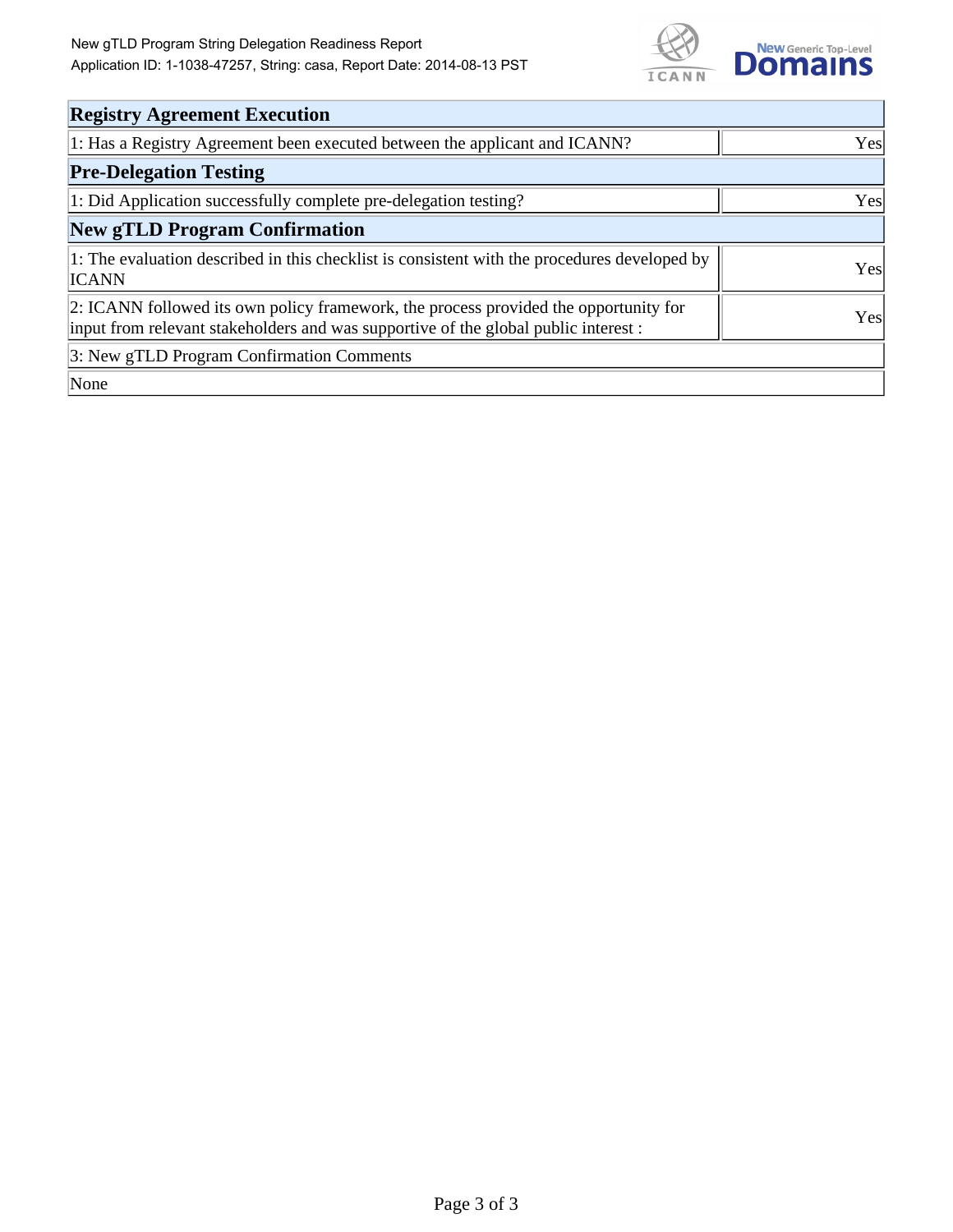## Registry Agreement Execution

| | |
|---|---|
| 1: Has a Registry Agreement been executed between the applicant and ICANN? | Yes |

## Pre-Delegation Testing

| | |
|---|---|
| 1: Did Application successfully complete pre-delegation testing? | Yes |

## New gTLD Program Confirmation

| | |
|---|---|
| 1: The evaluation described in this checklist is consistent with the procedures developed by ICANN | Yes |
| 2: ICANN followed its own policy framework, the process provided the opportunity for input from relevant stakeholders and was supportive of the global public interest : | Yes |

3: New gTLD Program Confirmation Comments

None